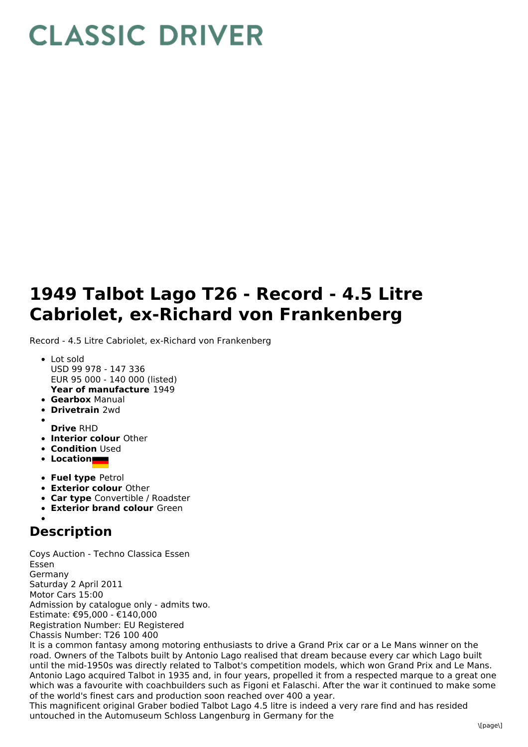# CLASSIC DRIVER

# 1949 Talbot Lago T26 - Record - 4.5 Litre Cabriolet, ex-Richard von Frankenberg

Record - 4.5 Litre Cabriolet, ex-Richard von Frankenberg

- Lot sold
  USD 99 978 - 147 336
  EUR 95 000 - 140 000 (listed)
  **Year of manufacture** 1949
- **Gearbox** Manual
- **Drivetrain** 2wd
- **Drive** RHD
- **Interior colour** Other
- **Condition** Used
- **Location**
- **Fuel type** Petrol
- **Exterior colour** Other
- **Car type** Convertible / Roadster
- **Exterior brand colour** Green

## Description

Coys Auction - Techno Classica Essen
Essen
Germany
Saturday 2 April 2011
Motor Cars 15:00
Admission by catalogue only - admits two.
Estimate: €95,000 - €140,000
Registration Number: EU Registered
Chassis Number: T26 100 400
It is a common fantasy among motoring enthusiasts to drive a Grand Prix car or a Le Mans winner on the road. Owners of the Talbots built by Antonio Lago realised that dream because every car which Lago built until the mid-1950s was directly related to Talbot's competition models, which won Grand Prix and Le Mans. Antonio Lago acquired Talbot in 1935 and, in four years, propelled it from a respected marque to a great one which was a favourite with coachbuilders such as Figoni et Falaschi. After the war it continued to make some of the world's finest cars and production soon reached over 400 a year.
This magnificent original Graber bodied Talbot Lago 4.5 litre is indeed a very rare find and has resided untouched in the Automuseum Schloss Langenburg in Germany for the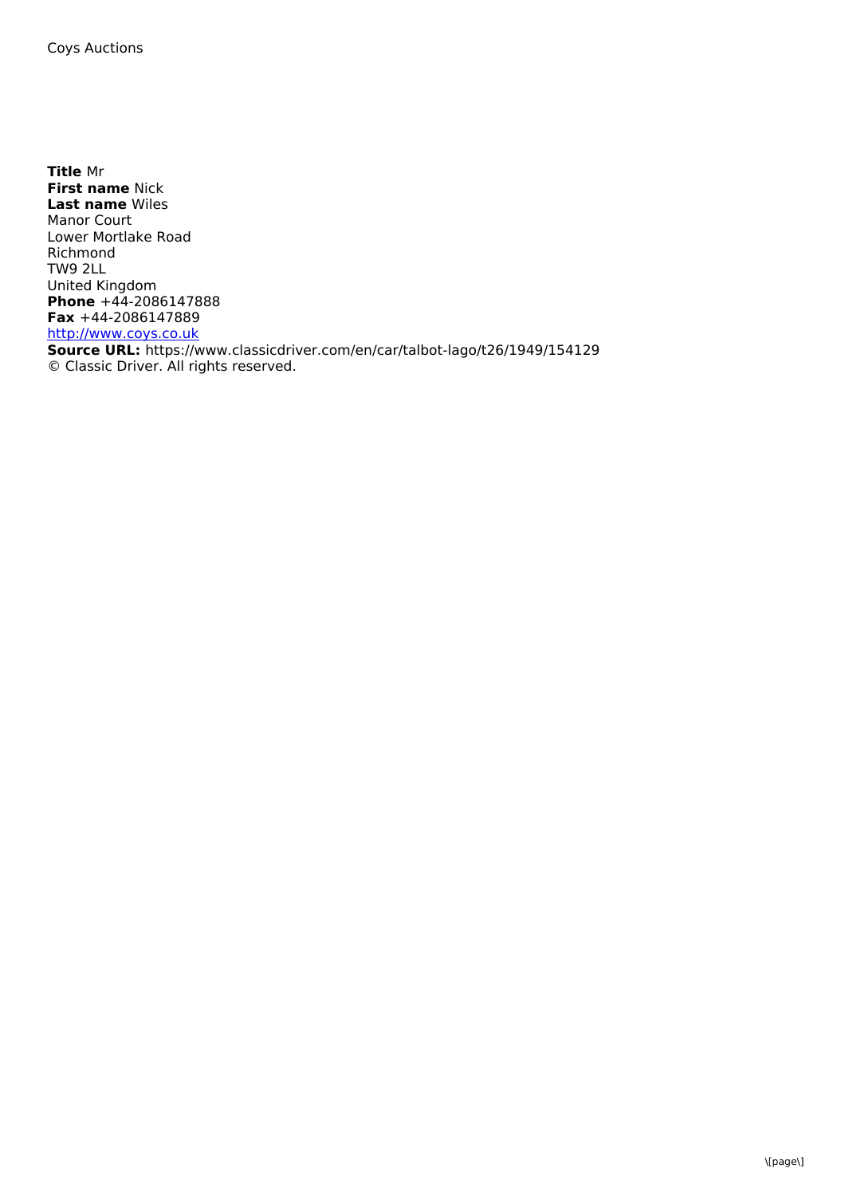Coys Auctions

**Title** Mr
**First name** Nick
**Last name** Wiles
Manor Court
Lower Mortlake Road
Richmond
TW9 2LL
United Kingdom
**Phone** +44-2086147888
**Fax** +44-2086147889
[http://www.coys.co.uk](http://www.coys.co.uk)
**Source URL:** https://www.classicdriver.com/en/car/talbot-lago/t26/1949/154129
© Classic Driver. All rights reserved.